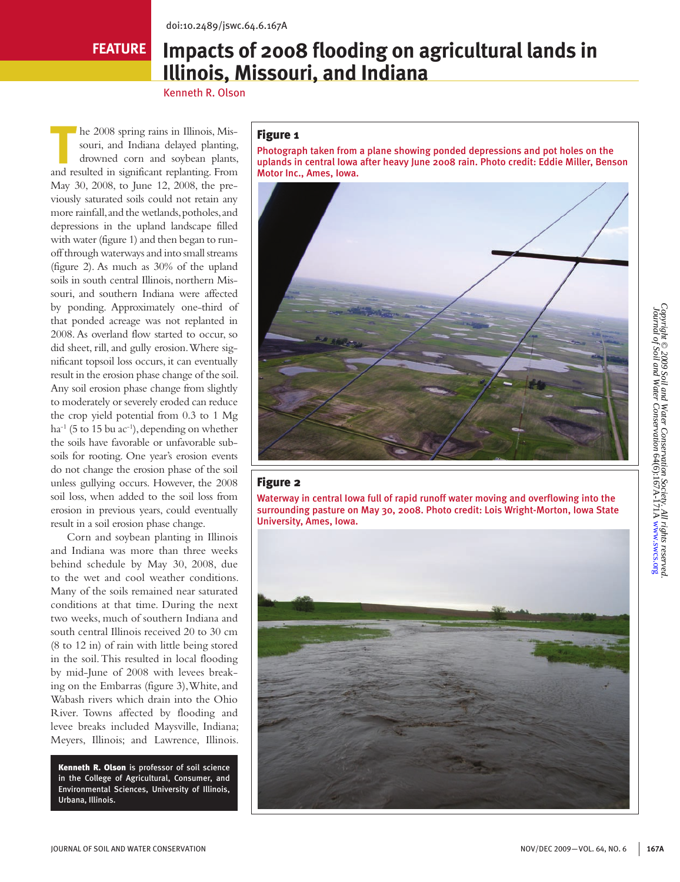doi:10.2489/jswc.64.6.167A

FEATURE

# Impacts of 2008 flooding on agricultural lands in Illinois, Missouri, and Indiana

Kenneth R. Olson

The 2008 spring rains in Illinois, Missouri, and Indiana delayed planting, drowned corn and soybean plants, and resulted in significant replanting. From May 30, 2008, to June 12, 2008, the previously saturated soils could not retain any more rainfall, and the wetlands, potholes, and depressions in the upland landscape filled with water (figure 1) and then began to runoff through waterways and into small streams (figure 2). As much as 30% of the upland soils in south central Illinois, northern Missouri, and southern Indiana were affected by ponding. Approximately one-third of that ponded acreage was not replanted in 2008. As overland flow started to occur, so did sheet, rill, and gully erosion. Where significant topsoil loss occurs, it can eventually result in the erosion phase change of the soil. Any soil erosion phase change from slightly to moderately or severely eroded can reduce the crop yield potential from 0.3 to 1 Mg ha$^{-1}$ (5 to 15 bu ac$^{-1}$), depending on whether the soils have favorable or unfavorable subsoils for rooting. One year's erosion events do not change the erosion phase of the soil unless gullying occurs. However, the 2008 soil loss, when added to the soil loss from erosion in previous years, could eventually result in a soil erosion phase change.

Corn and soybean planting in Illinois and Indiana was more than three weeks behind schedule by May 30, 2008, due to the wet and cool weather conditions. Many of the soils remained near saturated conditions at that time. During the next two weeks, much of southern Indiana and south central Illinois received 20 to 30 cm (8 to 12 in) of rain with little being stored in the soil. This resulted in local flooding by mid-June of 2008 with levees breaking on the Embarras (figure 3), White, and Wabash rivers which drain into the Ohio River. Towns affected by flooding and levee breaks included Maysville, Indiana; Meyers, Illinois; and Lawrence, Illinois.

**Kenneth R. Olson** is professor of soil science in the College of Agricultural, Consumer, and Environmental Sciences, University of Illinois, Urbana, Illinois.

**Figure 1**

Photograph taken from a plane showing ponded depressions and pot holes on the uplands in central Iowa after heavy June 2008 rain. Photo credit: Eddie Miller, Benson Motor Inc., Ames, Iowa.

**Figure 2**

Waterway in central Iowa full of rapid runoff water moving and overflowing into the surrounding pasture on May 30, 2008. Photo credit: Lois Wright-Morton, Iowa State University, Ames, Iowa.

*Copyright © 2009 Soil and Water Conservation Society. All rights reserved. Journal of Soil and Water Conservation 64(6):167A-171A www.swcs.org*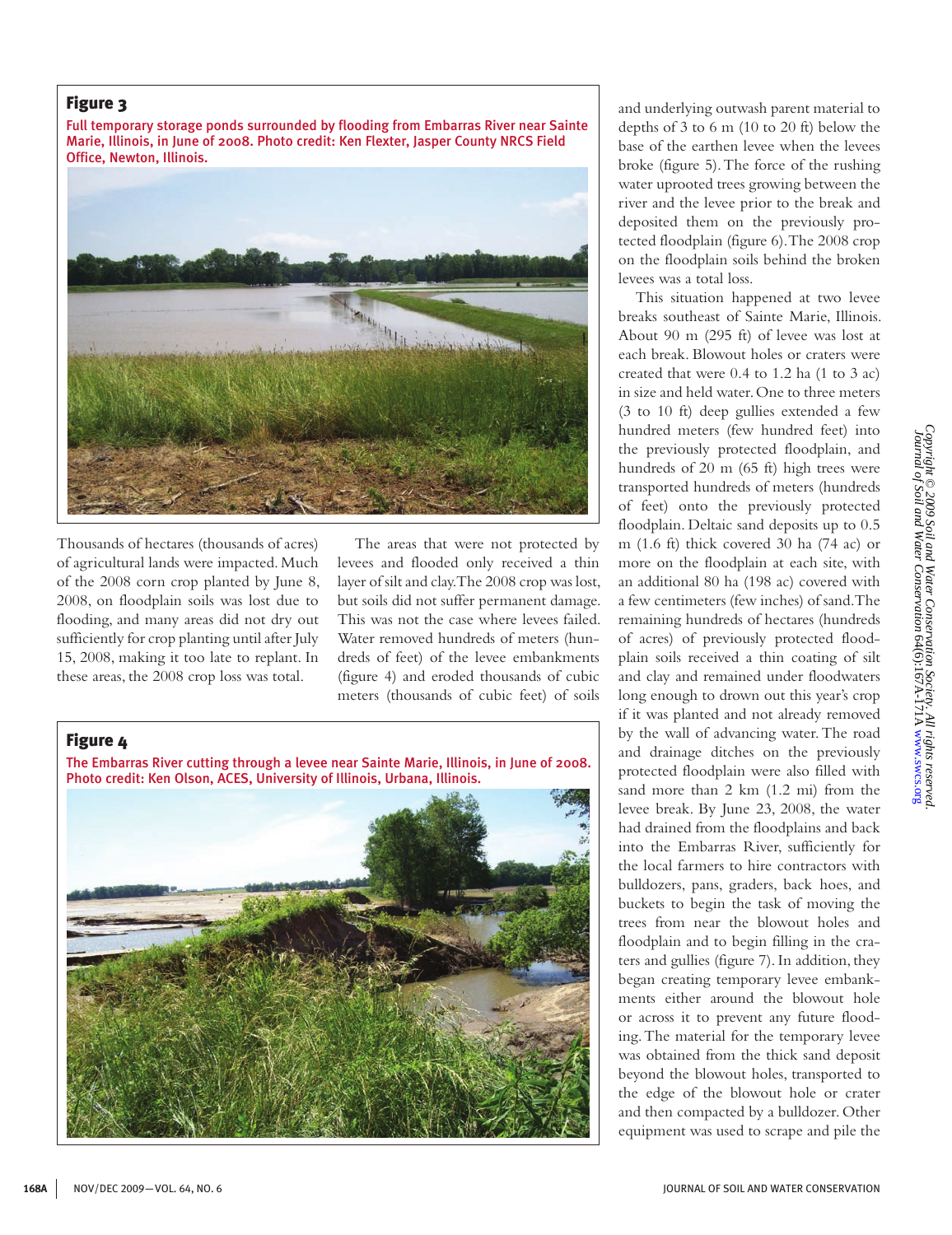**Figure 3**

Full temporary storage ponds surrounded by flooding from Embarras River near Sainte Marie, Illinois, in June of 2008. Photo credit: Ken Flexter, Jasper County NRCS Field Office, Newton, Illinois.

Thousands of hectares (thousands of acres) of agricultural lands were impacted. Much of the 2008 corn crop planted by June 8, 2008, on floodplain soils was lost due to flooding, and many areas did not dry out sufficiently for crop planting until after July 15, 2008, making it too late to replant. In these areas, the 2008 crop loss was total.

The areas that were not protected by levees and flooded only received a thin layer of silt and clay. The 2008 crop was lost, but soils did not suffer permanent damage. This was not the case where levees failed. Water removed hundreds of meters (hundreds of feet) of the levee embankments (figure 4) and eroded thousands of cubic meters (thousands of cubic feet) of soils and underlying outwash parent material to depths of 3 to 6 m (10 to 20 ft) below the base of the earthen levee when the levees broke (figure 5). The force of the rushing water uprooted trees growing between the river and the levee prior to the break and deposited them on the previously protected floodplain (figure 6). The 2008 crop on the floodplain soils behind the broken levees was a total loss.

**Figure 4**

The Embarras River cutting through a levee near Sainte Marie, Illinois, in June of 2008. Photo credit: Ken Olson, ACES, University of Illinois, Urbana, Illinois.

This situation happened at two levee breaks southeast of Sainte Marie, Illinois. About 90 m (295 ft) of levee was lost at each break. Blowout holes or craters were created that were 0.4 to 1.2 ha (1 to 3 ac) in size and held water. One to three meters (3 to 10 ft) deep gullies extended a few hundred meters (few hundred feet) into the previously protected floodplain, and hundreds of 20 m (65 ft) high trees were transported hundreds of meters (hundreds of feet) onto the previously protected floodplain. Deltaic sand deposits up to 0.5 m (1.6 ft) thick covered 30 ha (74 ac) or more on the floodplain at each site, with an additional 80 ha (198 ac) covered with a few centimeters (few inches) of sand. The remaining hundreds of hectares (hundreds of acres) of previously protected floodplain soils received a thin coating of silt and clay and remained under floodwaters long enough to drown out this year's crop if it was planted and not already removed by the wall of advancing water. The road and drainage ditches on the previously protected floodplain were also filled with sand more than 2 km (1.2 mi) from the levee break. By June 23, 2008, the water had drained from the floodplains and back into the Embarras River, sufficiently for the local farmers to hire contractors with bulldozers, pans, graders, back hoes, and buckets to begin the task of moving the trees from near the blowout holes and floodplain and to begin filling in the craters and gullies (figure 7). In addition, they began creating temporary levee embankments either around the blowout hole or across it to prevent any future flooding. The material for the temporary levee was obtained from the thick sand deposit beyond the blowout holes, transported to the edge of the blowout hole or crater and then compacted by a bulldozer. Other equipment was used to scrape and pile the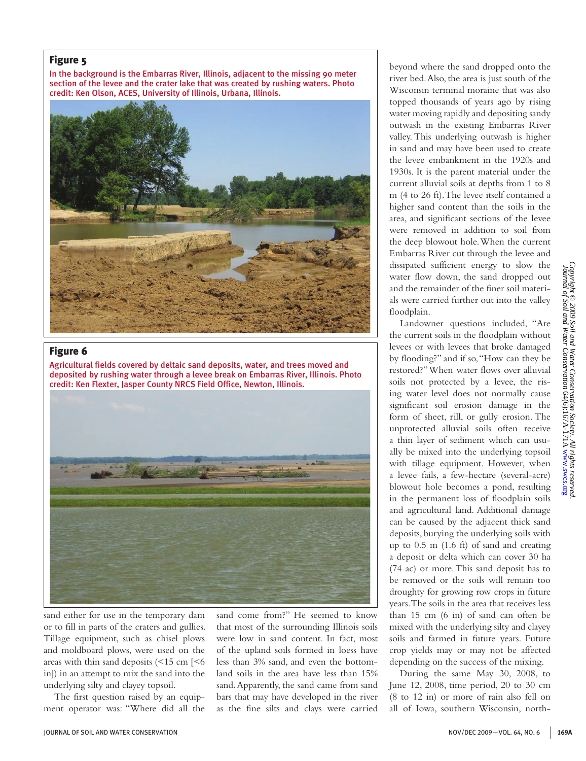## Figure 5

In the background is the Embarras River, Illinois, adjacent to the missing 90 meter section of the levee and the crater lake that was created by rushing waters. Photo credit: Ken Olson, ACES, University of Illinois, Urbana, Illinois.

## Figure 6

Agricultural fields covered by deltaic sand deposits, water, and trees moved and deposited by rushing water through a levee break on Embarras River, Illinois. Photo credit: Ken Flexter, Jasper County NRCS Field Office, Newton, Illinois.

sand either for use in the temporary dam or to fill in parts of the craters and gullies. Tillage equipment, such as chisel plows and moldboard plows, were used on the areas with thin sand deposits (<15 cm [<6 in]) in an attempt to mix the sand into the underlying silty and clayey topsoil.

The first question raised by an equipment operator was: "Where did all the sand come from?" He seemed to know that most of the surrounding Illinois soils were low in sand content. In fact, most of the upland soils formed in loess have less than 3% sand, and even the bottomland soils in the area have less than 15% sand. Apparently, the sand came from sand bars that may have developed in the river as the fine silts and clays were carried beyond where the sand dropped onto the river bed. Also, the area is just south of the Wisconsin terminal moraine that was also topped thousands of years ago by rising water moving rapidly and depositing sandy outwash in the existing Embarras River valley. This underlying outwash is higher in sand and may have been used to create the levee embankment in the 1920s and 1930s. It is the parent material under the current alluvial soils at depths from 1 to 8 m (4 to 26 ft). The levee itself contained a higher sand content than the soils in the area, and significant sections of the levee were removed in addition to soil from the deep blowout hole. When the current Embarras River cut through the levee and dissipated sufficient energy to slow the water flow down, the sand dropped out and the remainder of the finer soil materials were carried further out into the valley floodplain.

Landowner questions included, "Are the current soils in the floodplain without levees or with levees that broke damaged by flooding?" and if so, "How can they be restored?" When water flows over alluvial soils not protected by a levee, the rising water level does not normally cause significant soil erosion damage in the form of sheet, rill, or gully erosion. The unprotected alluvial soils often receive a thin layer of sediment which can usually be mixed into the underlying topsoil with tillage equipment. However, when a levee fails, a few-hectare (several-acre) blowout hole becomes a pond, resulting in the permanent loss of floodplain soils and agricultural land. Additional damage can be caused by the adjacent thick sand deposits, burying the underlying soils with up to 0.5 m (1.6 ft) of sand and creating a deposit or delta which can cover 30 ha (74 ac) or more. This sand deposit has to be removed or the soils will remain too droughty for growing row crops in future years. The soils in the area that receives less than 15 cm (6 in) of sand can often be mixed with the underlying silty and clayey soils and farmed in future years. Future crop yields may or may not be affected depending on the success of the mixing.

During the same May 30, 2008, to June 12, 2008, time period, 20 to 30 cm (8 to 12 in) or more of rain also fell on all of Iowa, southern Wisconsin, north-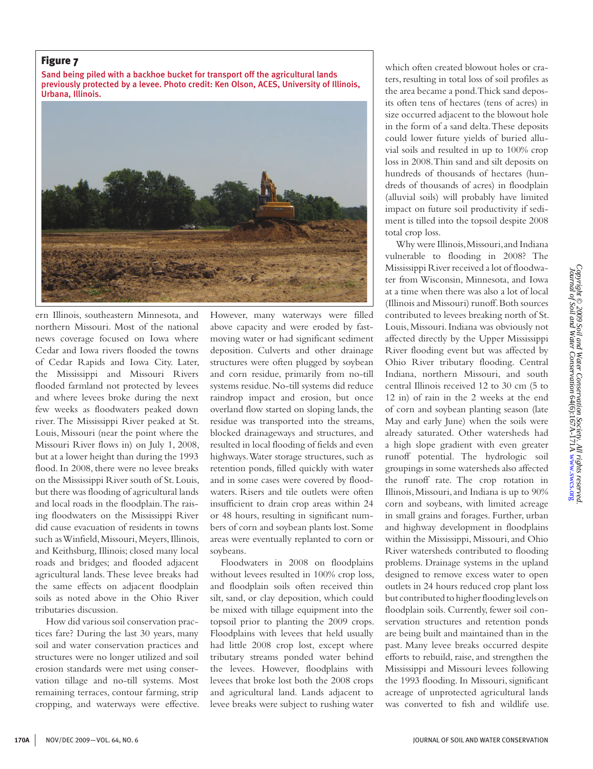## Figure 7

Sand being piled with a backhoe bucket for transport off the agricultural lands previously protected by a levee. Photo credit: Ken Olson, ACES, University of Illinois, Urbana, Illinois.

ern Illinois, southeastern Minnesota, and northern Missouri. Most of the national news coverage focused on Iowa where Cedar and Iowa rivers flooded the towns of Cedar Rapids and Iowa City. Later, the Mississippi and Missouri Rivers flooded farmland not protected by levees and where levees broke during the next few weeks as floodwaters peaked down river. The Mississippi River peaked at St. Louis, Missouri (near the point where the Missouri River flows in) on July 1, 2008, but at a lower height than during the 1993 flood. In 2008, there were no levee breaks on the Mississippi River south of St. Louis, but there was flooding of agricultural lands and local roads in the floodplain. The raising floodwaters on the Mississippi River did cause evacuation of residents in towns such as Winfield, Missouri, Meyers, Illinois, and Keithsburg, Illinois; closed many local roads and bridges; and flooded adjacent agricultural lands. These levee breaks had the same effects on adjacent floodplain soils as noted above in the Ohio River tributaries discussion.

How did various soil conservation practices fare? During the last 30 years, many soil and water conservation practices and structures were no longer utilized and soil erosion standards were met using conservation tillage and no-till systems. Most remaining terraces, contour farming, strip cropping, and waterways were effective. However, many waterways were filled above capacity and were eroded by fast-moving water or had significant sediment deposition. Culverts and other drainage structures were often plugged by soybean and corn residue, primarily from no-till systems residue. No-till systems did reduce raindrop impact and erosion, but once overland flow started on sloping lands, the residue was transported into the streams, blocked drainageways and structures, and resulted in local flooding of fields and even highways. Water storage structures, such as retention ponds, filled quickly with water and in some cases were covered by floodwaters. Risers and tile outlets were often insufficient to drain crop areas within 24 or 48 hours, resulting in significant numbers of corn and soybean plants lost. Some areas were eventually replanted to corn or soybeans.

Floodwaters in 2008 on floodplains without levees resulted in 100% crop loss, and floodplain soils often received thin silt, sand, or clay deposition, which could be mixed with tillage equipment into the topsoil prior to planting the 2009 crops. Floodplains with levees that held usually had little 2008 crop lost, except where tributary streams ponded water behind the levees. However, floodplains with levees that broke lost both the 2008 crops and agricultural land. Lands adjacent to levee breaks were subject to rushing water which often created blowout holes or craters, resulting in total loss of soil profiles as the area became a pond. Thick sand deposits often tens of hectares (tens of acres) in size occurred adjacent to the blowout hole in the form of a sand delta. These deposits could lower future yields of buried alluvial soils and resulted in up to 100% crop loss in 2008. Thin sand and silt deposits on hundreds of thousands of hectares (hundreds of thousands of acres) in floodplain (alluvial soils) will probably have limited impact on future soil productivity if sediment is tilled into the topsoil despite 2008 total crop loss.

Why were Illinois, Missouri, and Indiana vulnerable to flooding in 2008? The Mississippi River received a lot of floodwater from Wisconsin, Minnesota, and Iowa at a time when there was also a lot of local (Illinois and Missouri) runoff. Both sources contributed to levees breaking north of St. Louis, Missouri. Indiana was obviously not affected directly by the Upper Mississippi River flooding event but was affected by Ohio River tributary flooding. Central Indiana, northern Missouri, and south central Illinois received 12 to 30 cm (5 to 12 in) of rain in the 2 weeks at the end of corn and soybean planting season (late May and early June) when the soils were already saturated. Other watersheds had a high slope gradient with even greater runoff potential. The hydrologic soil groupings in some watersheds also affected the runoff rate. The crop rotation in Illinois, Missouri, and Indiana is up to 90% corn and soybeans, with limited acreage in small grains and forages. Further, urban and highway development in floodplains within the Mississippi, Missouri, and Ohio River watersheds contributed to flooding problems. Drainage systems in the upland designed to remove excess water to open outlets in 24 hours reduced crop plant loss but contributed to higher flooding levels on floodplain soils. Currently, fewer soil conservation structures and retention ponds are being built and maintained than in the past. Many levee breaks occurred despite efforts to rebuild, raise, and strengthen the Mississippi and Missouri levees following the 1993 flooding. In Missouri, significant acreage of unprotected agricultural lands was converted to fish and wildlife use.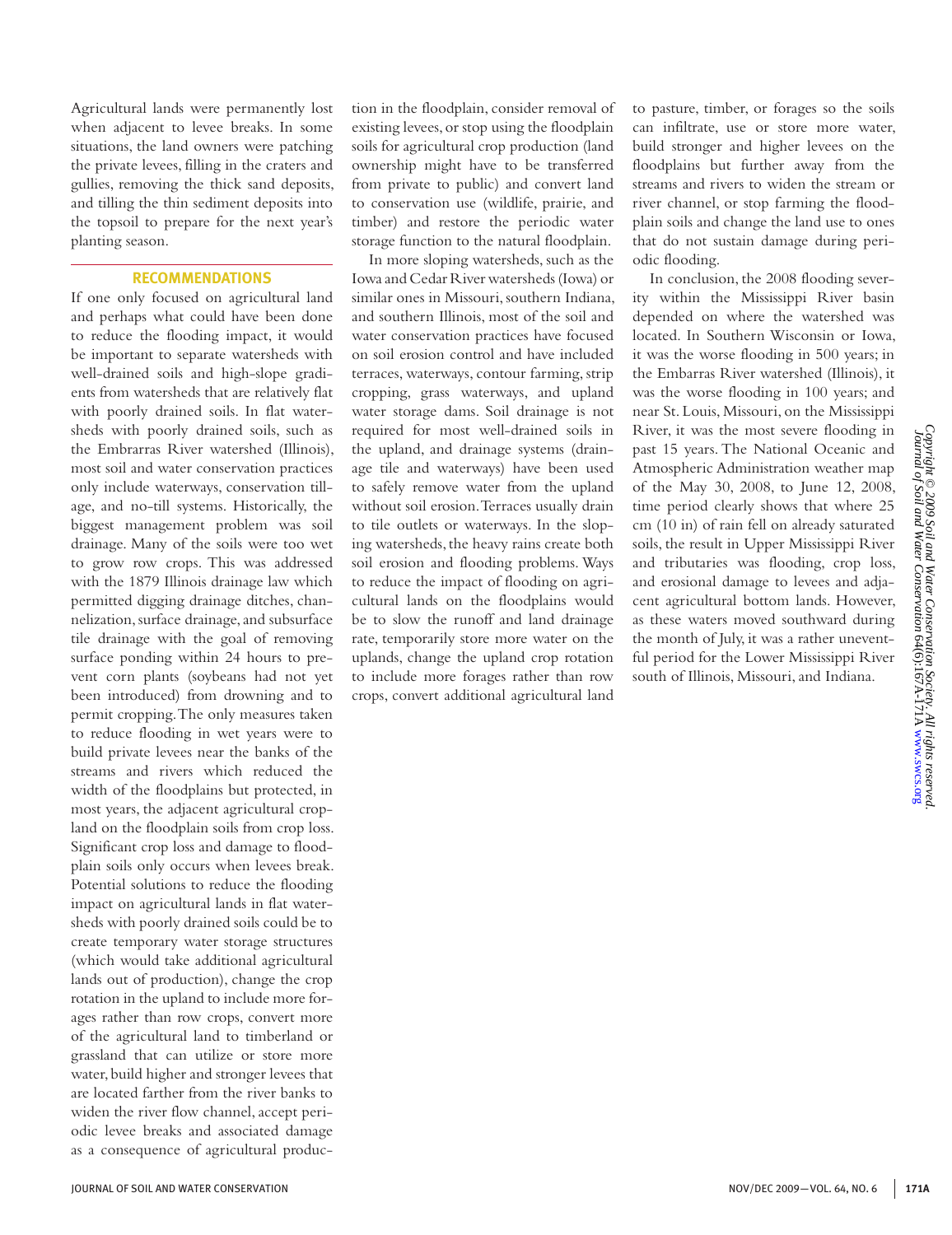Agricultural lands were permanently lost when adjacent to levee breaks. In some situations, the land owners were patching the private levees, filling in the craters and gullies, removing the thick sand deposits, and tilling the thin sediment deposits into the topsoil to prepare for the next year's planting season.

## RECOMMENDATIONS

If one only focused on agricultural land and perhaps what could have been done to reduce the flooding impact, it would be important to separate watersheds with well-drained soils and high-slope gradients from watersheds that are relatively flat with poorly drained soils. In flat watersheds with poorly drained soils, such as the Embrarras River watershed (Illinois), most soil and water conservation practices only include waterways, conservation tillage, and no-till systems. Historically, the biggest management problem was soil drainage. Many of the soils were too wet to grow row crops. This was addressed with the 1879 Illinois drainage law which permitted digging drainage ditches, channelization, surface drainage, and subsurface tile drainage with the goal of removing surface ponding within 24 hours to prevent corn plants (soybeans had not yet been introduced) from drowning and to permit cropping. The only measures taken to reduce flooding in wet years were to build private levees near the banks of the streams and rivers which reduced the width of the floodplains but protected, in most years, the adjacent agricultural cropland on the floodplain soils from crop loss. Significant crop loss and damage to floodplain soils only occurs when levees break. Potential solutions to reduce the flooding impact on agricultural lands in flat watersheds with poorly drained soils could be to create temporary water storage structures (which would take additional agricultural lands out of production), change the crop rotation in the upland to include more forages rather than row crops, convert more of the agricultural land to timberland or grassland that can utilize or store more water, build higher and stronger levees that are located farther from the river banks to widen the river flow channel, accept periodic levee breaks and associated damage as a consequence of agricultural production in the floodplain, consider removal of existing levees, or stop using the floodplain soils for agricultural crop production (land ownership might have to be transferred from private to public) and convert land to conservation use (wildlife, prairie, and timber) and restore the periodic water storage function to the natural floodplain.

In more sloping watersheds, such as the Iowa and Cedar River watersheds (Iowa) or similar ones in Missouri, southern Indiana, and southern Illinois, most of the soil and water conservation practices have focused on soil erosion control and have included terraces, waterways, contour farming, strip cropping, grass waterways, and upland water storage dams. Soil drainage is not required for most well-drained soils in the upland, and drainage systems (drainage tile and waterways) have been used to safely remove water from the upland without soil erosion. Terraces usually drain to tile outlets or waterways. In the sloping watersheds, the heavy rains create both soil erosion and flooding problems. Ways to reduce the impact of flooding on agricultural lands on the floodplains would be to slow the runoff and land drainage rate, temporarily store more water on the uplands, change the upland crop rotation to include more forages rather than row crops, convert additional agricultural land to pasture, timber, or forages so the soils can infiltrate, use or store more water, build stronger and higher levees on the floodplains but further away from the streams and rivers to widen the stream or river channel, or stop farming the floodplain soils and change the land use to ones that do not sustain damage during periodic flooding.

In conclusion, the 2008 flooding severity within the Mississippi River basin depended on where the watershed was located. In Southern Wisconsin or Iowa, it was the worse flooding in 500 years; in the Embarras River watershed (Illinois), it was the worse flooding in 100 years; and near St. Louis, Missouri, on the Mississippi River, it was the most severe flooding in past 15 years. The National Oceanic and Atmospheric Administration weather map of the May 30, 2008, to June 12, 2008, time period clearly shows that where 25 cm (10 in) of rain fell on already saturated soils, the result in Upper Mississippi River and tributaries was flooding, crop loss, and erosional damage to levees and adjacent agricultural bottom lands. However, as these waters moved southward during the month of July, it was a rather uneventful period for the Lower Mississippi River south of Illinois, Missouri, and Indiana.